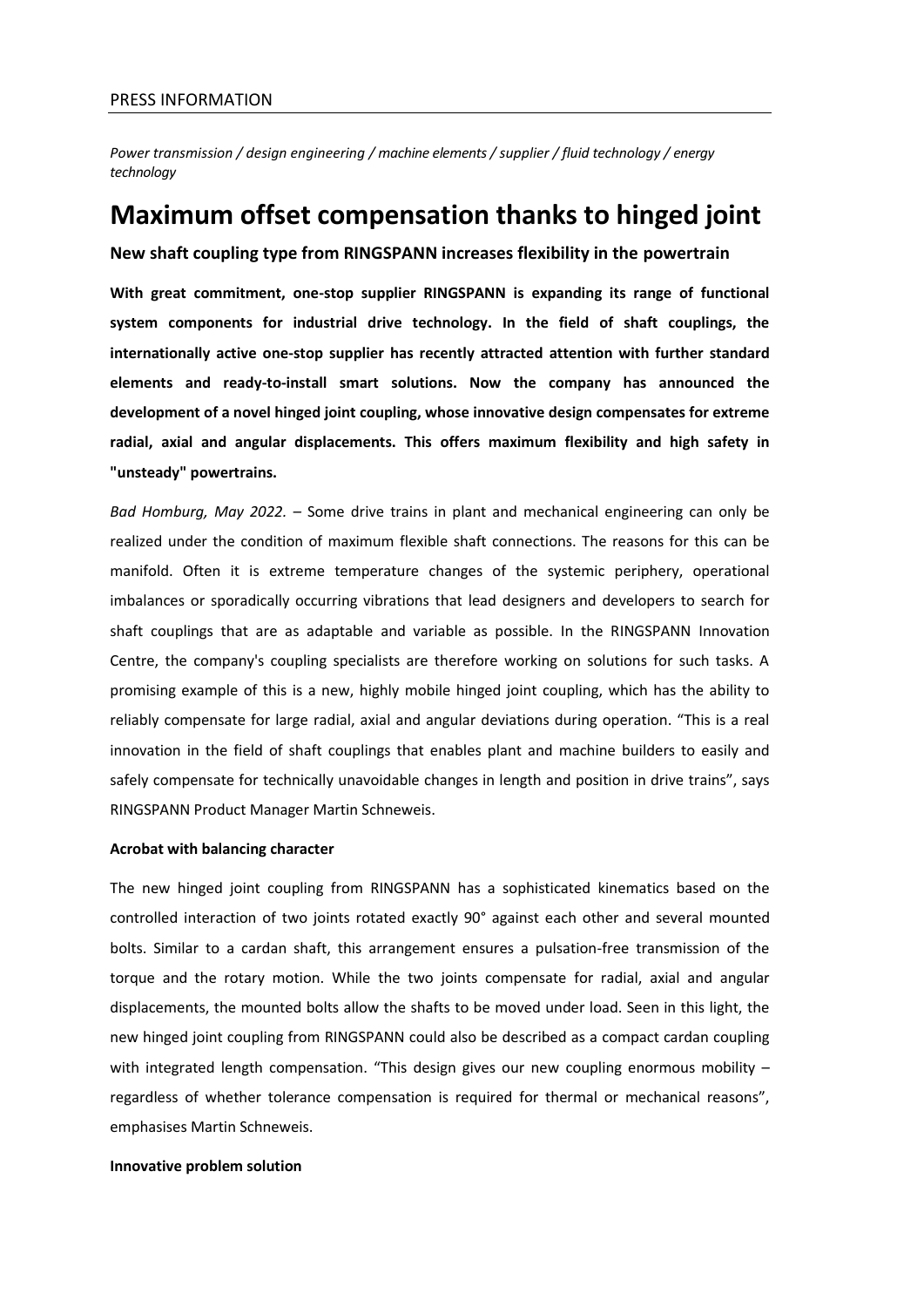PRESS INFORMATION

*Power transmission / design engineering / machine elements / supplier / fluid technology / energy technology*

# Maximum offset compensation thanks to hinged joint

### New shaft coupling type from RINGSPANN increases flexibility in the powertrain

**With great commitment, one-stop supplier RINGSPANN is expanding its range of functional system components for industrial drive technology. In the field of shaft couplings, the internationally active one-stop supplier has recently attracted attention with further standard elements and ready-to-install smart solutions. Now the company has announced the development of a novel hinged joint coupling, whose innovative design compensates for extreme radial, axial and angular displacements. This offers maximum flexibility and high safety in "unsteady" powertrains.**

*Bad Homburg, May 2022.* – Some drive trains in plant and mechanical engineering can only be realized under the condition of maximum flexible shaft connections. The reasons for this can be manifold. Often it is extreme temperature changes of the systemic periphery, operational imbalances or sporadically occurring vibrations that lead designers and developers to search for shaft couplings that are as adaptable and variable as possible. In the RINGSPANN Innovation Centre, the company's coupling specialists are therefore working on solutions for such tasks. A promising example of this is a new, highly mobile hinged joint coupling, which has the ability to reliably compensate for large radial, axial and angular deviations during operation. “This is a real innovation in the field of shaft couplings that enables plant and machine builders to easily and safely compensate for technically unavoidable changes in length and position in drive trains”, says RINGSPANN Product Manager Martin Schneweis.

**Acrobat with balancing character**

The new hinged joint coupling from RINGSPANN has a sophisticated kinematics based on the controlled interaction of two joints rotated exactly 90° against each other and several mounted bolts. Similar to a cardan shaft, this arrangement ensures a pulsation-free transmission of the torque and the rotary motion. While the two joints compensate for radial, axial and angular displacements, the mounted bolts allow the shafts to be moved under load. Seen in this light, the new hinged joint coupling from RINGSPANN could also be described as a compact cardan coupling with integrated length compensation. “This design gives our new coupling enormous mobility – regardless of whether tolerance compensation is required for thermal or mechanical reasons”, emphasises Martin Schneweis.

**Innovative problem solution**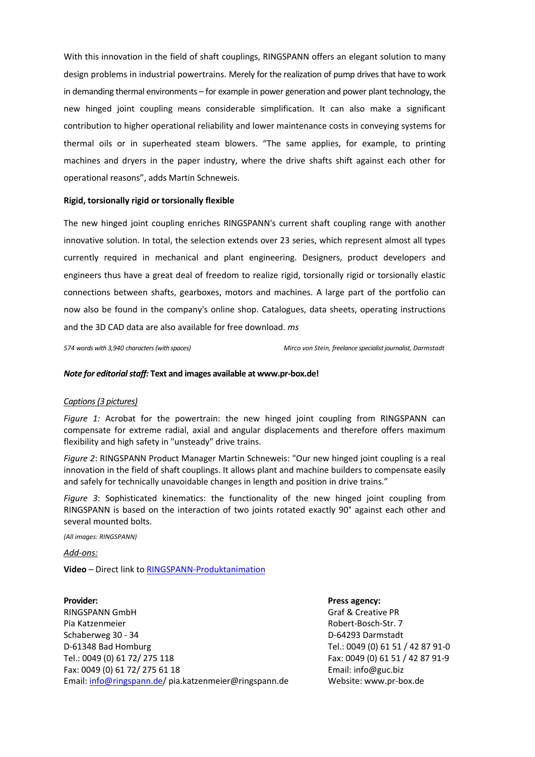With this innovation in the field of shaft couplings, RINGSPANN offers an elegant solution to many design problems in industrial powertrains. Merely for the realization of pump drives that have to work in demanding thermal environments – for example in power generation and power plant technology, the new hinged joint coupling means considerable simplification. It can also make a significant contribution to higher operational reliability and lower maintenance costs in conveying systems for thermal oils or in superheated steam blowers. "The same applies, for example, to printing machines and dryers in the paper industry, where the drive shafts shift against each other for operational reasons", adds Martin Schneweis.

**Rigid, torsionally rigid or torsionally flexible**

The new hinged joint coupling enriches RINGSPANN's current shaft coupling range with another innovative solution. In total, the selection extends over 23 series, which represent almost all types currently required in mechanical and plant engineering. Designers, product developers and engineers thus have a great deal of freedom to realize rigid, torsionally rigid or torsionally elastic connections between shafts, gearboxes, motors and machines. A large part of the portfolio can now also be found in the company's online shop. Catalogues, data sheets, operating instructions and the 3D CAD data are also available for free download. *ms*

*574 words with 3,940 characters (with spaces)* *Mirco von Stein, freelance specialist journalist, Darmstadt*

***Note for editorial staff:*** **Text and images available at www.pr-box.de!**

*Captions (3 pictures)*

*Figure 1:* Acrobat for the powertrain: the new hinged joint coupling from RINGSPANN can compensate for extreme radial, axial and angular displacements and therefore offers maximum flexibility and high safety in "unsteady" drive trains.

*Figure 2*: RINGSPANN Product Manager Martin Schneweis: "Our new hinged joint coupling is a real innovation in the field of shaft couplings. It allows plant and machine builders to compensate easily and safely for technically unavoidable changes in length and position in drive trains."

*Figure 3*: Sophisticated kinematics: the functionality of the new hinged joint coupling from RINGSPANN is based on the interaction of two joints rotated exactly 90° against each other and several mounted bolts.

*(All images: RINGSPANN)*

*Add-ons:*

**Video** – Direct link to RINGSPANN-Produktanimation

**Provider:**
RINGSPANN GmbH
Pia Katzenmeier
Schaberweg 30 - 34
D-61348 Bad Homburg
Tel.: 0049 (0) 61 72/ 275 118
Fax: 0049 (0) 61 72/ 275 61 18
Email: info@ringspann.de/ pia.katzenmeier@ringspann.de

**Press agency:**
Graf & Creative PR
Robert-Bosch-Str. 7
D-64293 Darmstadt
Tel.: 0049 (0) 61 51 / 42 87 91-0
Fax: 0049 (0) 61 51 / 42 87 91-9
Email: info@guc.biz
Website: www.pr-box.de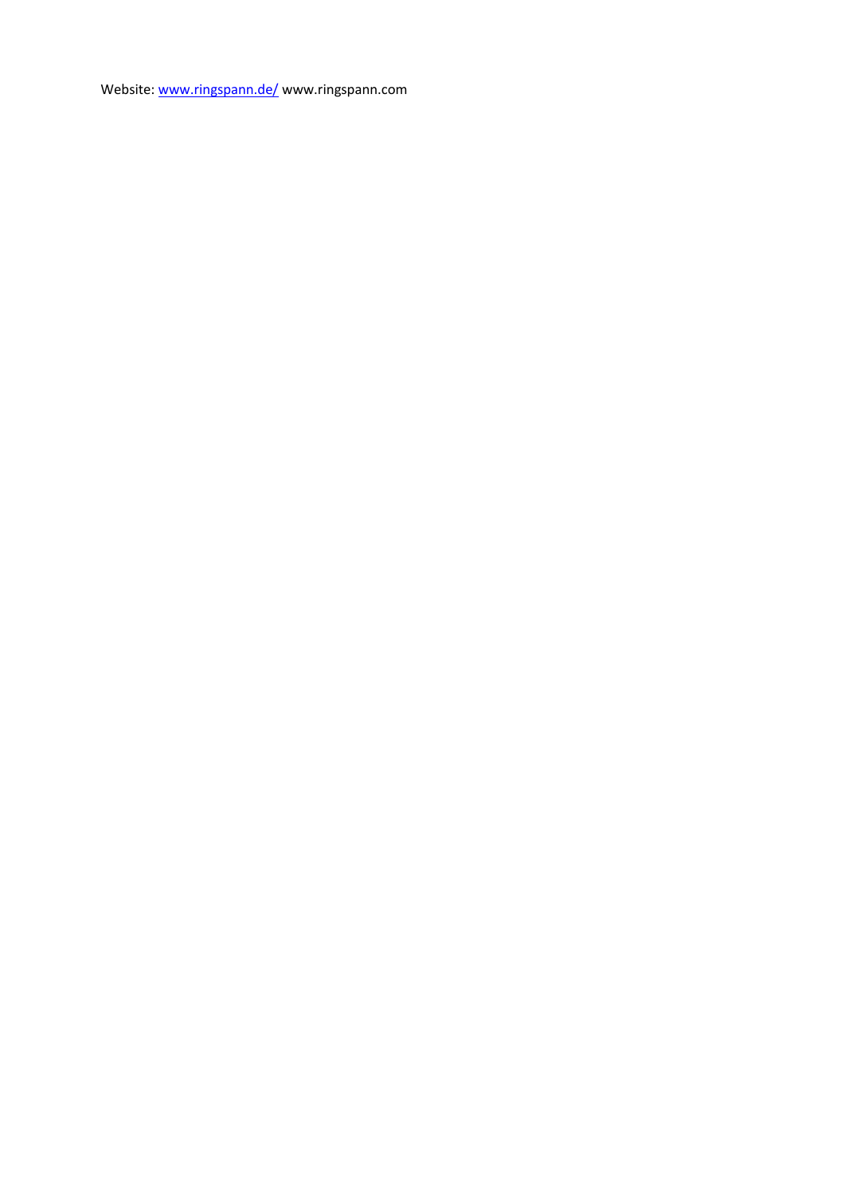Website: [www.ringspann.de/](www.ringspann.de/) www.ringspann.com